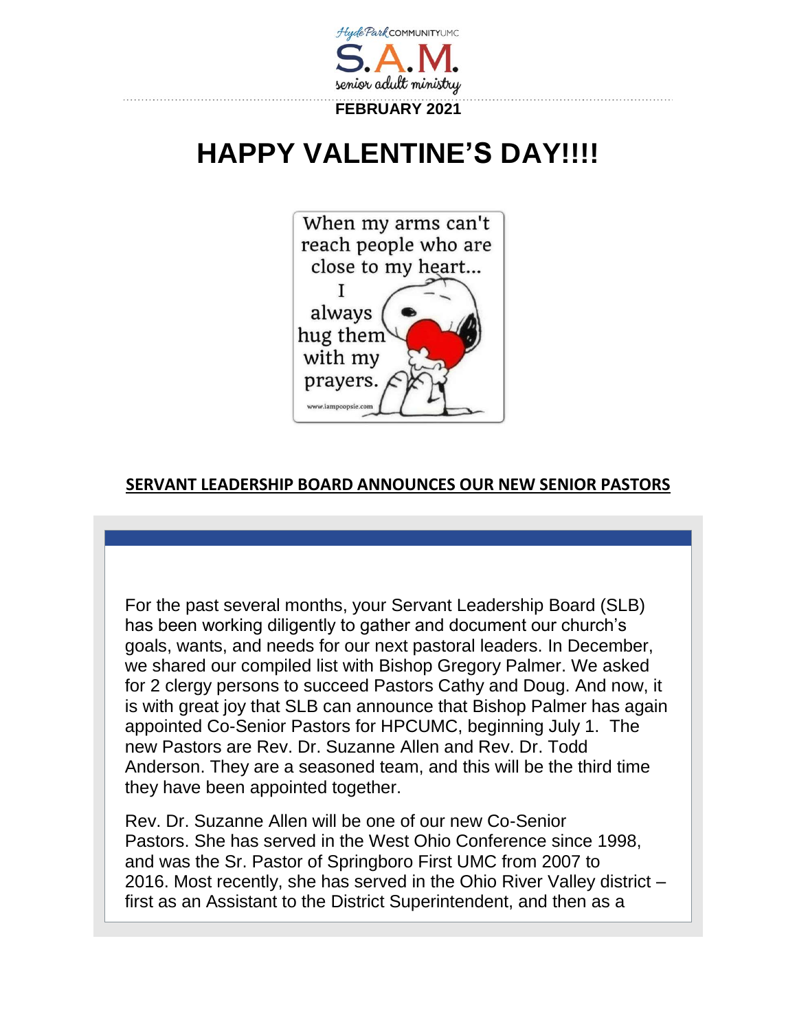Hyde Park COMMUNITY UMC

# S.A.M.

senior adult ministry

**FEBRUARY 2021**

# HAPPY VALENTINE'S DAY!!!!

When my arms can't reach people who are close to my heart... I always hug them with my prayers.

www.iampoopsie.com

## SERVANT LEADERSHIP BOARD ANNOUNCES OUR NEW SENIOR PASTORS

For the past several months, your Servant Leadership Board (SLB) has been working diligently to gather and document our church's goals, wants, and needs for our next pastoral leaders. In December, we shared our compiled list with Bishop Gregory Palmer. We asked for 2 clergy persons to succeed Pastors Cathy and Doug. And now, it is with great joy that SLB can announce that Bishop Palmer has again appointed Co-Senior Pastors for HPCUMC, beginning July 1. The new Pastors are Rev. Dr. Suzanne Allen and Rev. Dr. Todd Anderson. They are a seasoned team, and this will be the third time they have been appointed together.

Rev. Dr. Suzanne Allen will be one of our new Co-Senior Pastors. She has served in the West Ohio Conference since 1998, and was the Sr. Pastor of Springboro First UMC from 2007 to 2016. Most recently, she has served in the Ohio River Valley district – first as an Assistant to the District Superintendent, and then as a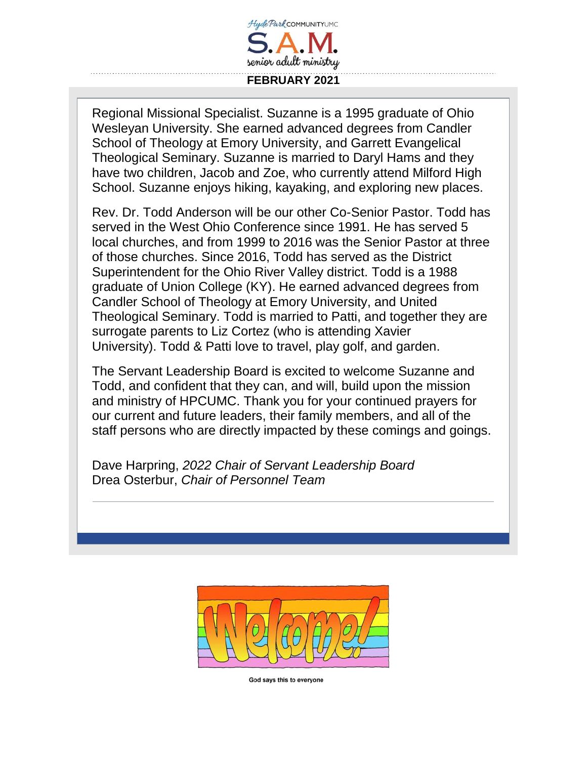Regional Missional Specialist. Suzanne is a 1995 graduate of Ohio Wesleyan University. She earned advanced degrees from Candler School of Theology at Emory University, and Garrett Evangelical Theological Seminary. Suzanne is married to Daryl Hams and they have two children, Jacob and Zoe, who currently attend Milford High School. Suzanne enjoys hiking, kayaking, and exploring new places.

Rev. Dr. Todd Anderson will be our other Co-Senior Pastor. Todd has served in the West Ohio Conference since 1991. He has served 5 local churches, and from 1999 to 2016 was the Senior Pastor at three of those churches. Since 2016, Todd has served as the District Superintendent for the Ohio River Valley district. Todd is a 1988 graduate of Union College (KY). He earned advanced degrees from Candler School of Theology at Emory University, and United Theological Seminary. Todd is married to Patti, and together they are surrogate parents to Liz Cortez (who is attending Xavier University). Todd & Patti love to travel, play golf, and garden.

The Servant Leadership Board is excited to welcome Suzanne and Todd, and confident that they can, and will, build upon the mission and ministry of HPCUMC. Thank you for your continued prayers for our current and future leaders, their family members, and all of the staff persons who are directly impacted by these comings and goings.

Dave Harpring, *2022 Chair of Servant Leadership Board*
Drea Osterbur, *Chair of Personnel Team*

---

Welcome!

God says this to everyone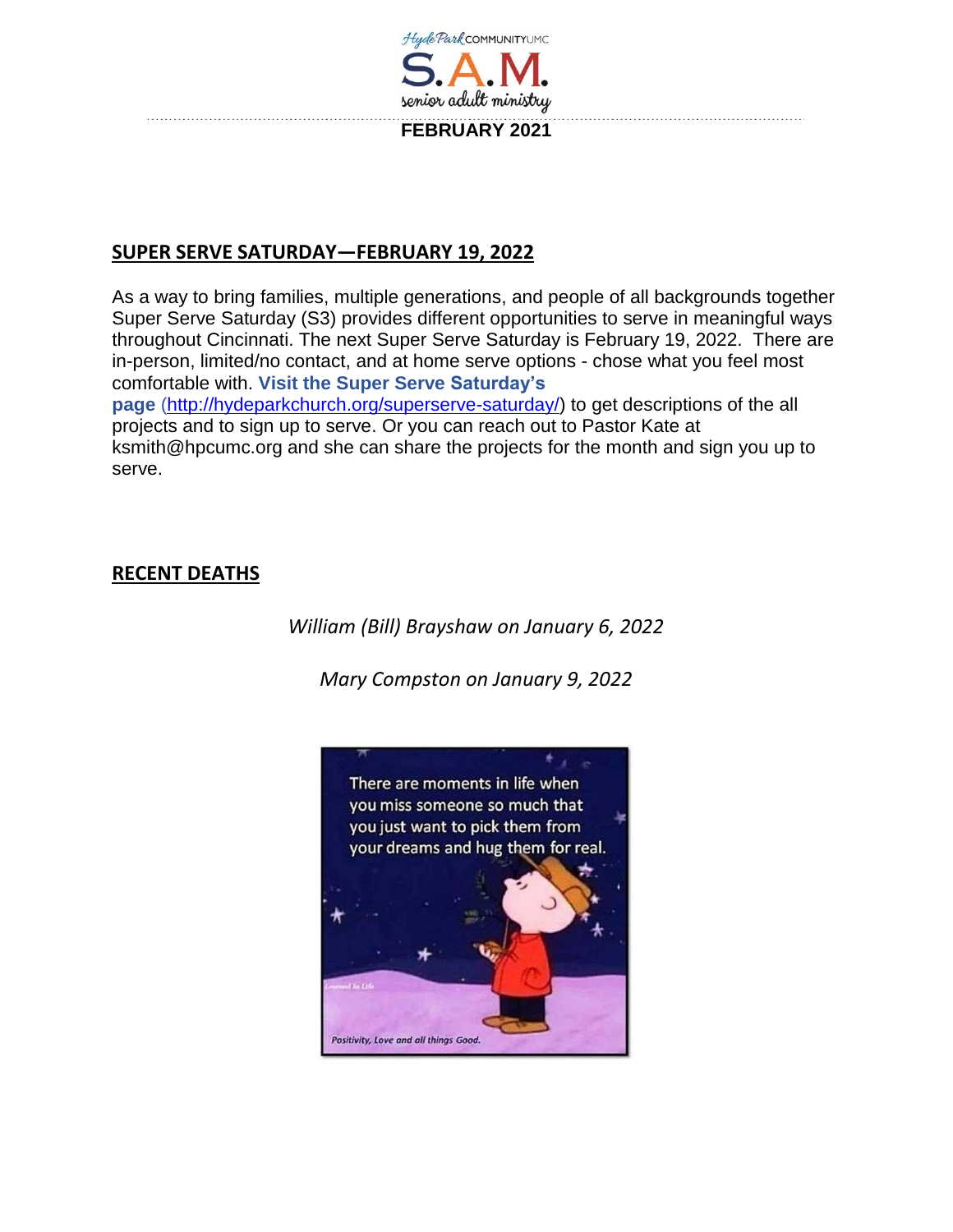## SUPER SERVE SATURDAY—FEBRUARY 19, 2022

As a way to bring families, multiple generations, and people of all backgrounds together Super Serve Saturday (S3) provides different opportunities to serve in meaningful ways throughout Cincinnati. The next Super Serve Saturday is February 19, 2022. There are in-person, limited/no contact, and at home serve options - chose what you feel most comfortable with. **Visit the Super Serve Saturday's page** (http://hydeparkchurch.org/superserve-saturday/) to get descriptions of the all projects and to sign up to serve. Or you can reach out to Pastor Kate at ksmith@hpcumc.org and she can share the projects for the month and sign you up to serve.

## RECENT DEATHS

*William (Bill) Brayshaw on January 6, 2022*

*Mary Compston on January 9, 2022*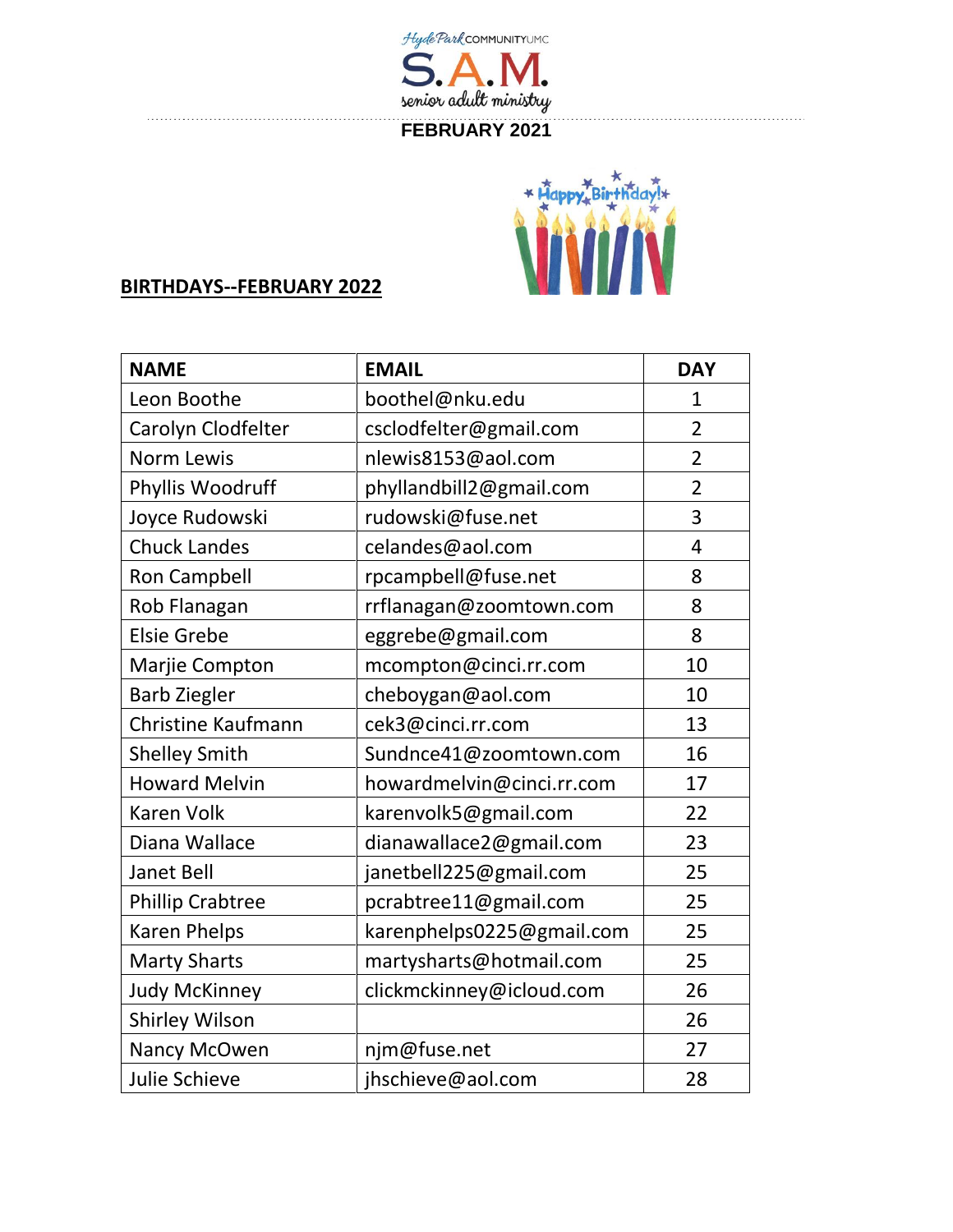Hyde Park COMMUNITY UMC

# S.A.M.

senior adult ministry

FEBRUARY 2021

**BIRTHDAYS--FEBRUARY 2022**

| NAME | EMAIL | DAY |
|---|---|---|
| Leon Boothe | boothel@nku.edu | 1 |
| Carolyn Clodfelter | csclodfelter@gmail.com | 2 |
| Norm Lewis | nlewis8153@aol.com | 2 |
| Phyllis Woodruff | phyllandbill2@gmail.com | 2 |
| Joyce Rudowski | rudowski@fuse.net | 3 |
| Chuck Landes | celandes@aol.com | 4 |
| Ron Campbell | rpcampbell@fuse.net | 8 |
| Rob Flanagan | rrflanagan@zoomtown.com | 8 |
| Elsie Grebe | eggrebe@gmail.com | 8 |
| Marjie Compton | mcompton@cinci.rr.com | 10 |
| Barb Ziegler | cheboygan@aol.com | 10 |
| Christine Kaufmann | cek3@cinci.rr.com | 13 |
| Shelley Smith | Sundnce41@zoomtown.com | 16 |
| Howard Melvin | howardmelvin@cinci.rr.com | 17 |
| Karen Volk | karenvolk5@gmail.com | 22 |
| Diana Wallace | dianawallace2@gmail.com | 23 |
| Janet Bell | janetbell225@gmail.com | 25 |
| Phillip Crabtree | pcrabtree11@gmail.com | 25 |
| Karen Phelps | karenphelps0225@gmail.com | 25 |
| Marty Sharts | martysharts@hotmail.com | 25 |
| Judy McKinney | clickmckinney@icloud.com | 26 |
| Shirley Wilson | | 26 |
| Nancy McOwen | njm@fuse.net | 27 |
| Julie Schieve | jhschieve@aol.com | 28 |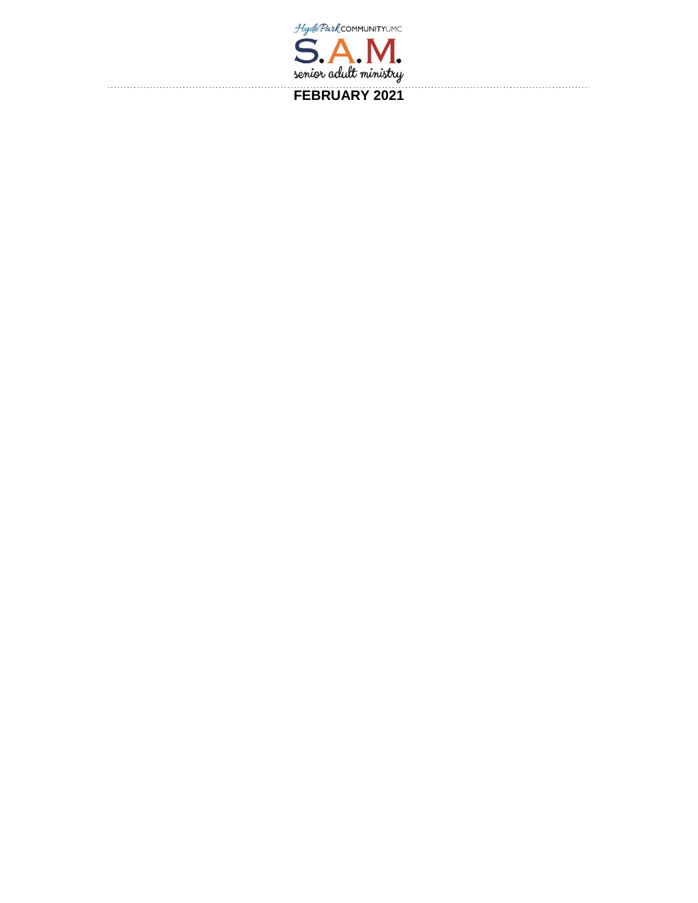Hyde Park COMMUNITY UMC

# S.A.M.

senior adult ministry

**FEBRUARY 2021**